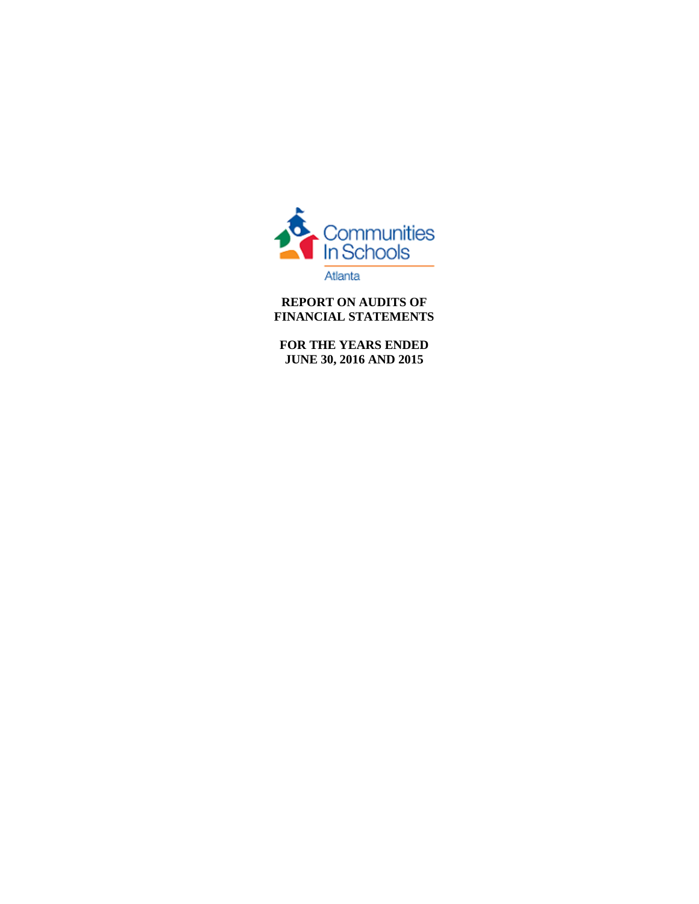Communities In Schools

Atlanta

**REPORT ON AUDITS OF FINANCIAL STATEMENTS**

**FOR THE YEARS ENDED JUNE 30, 2016 AND 2015**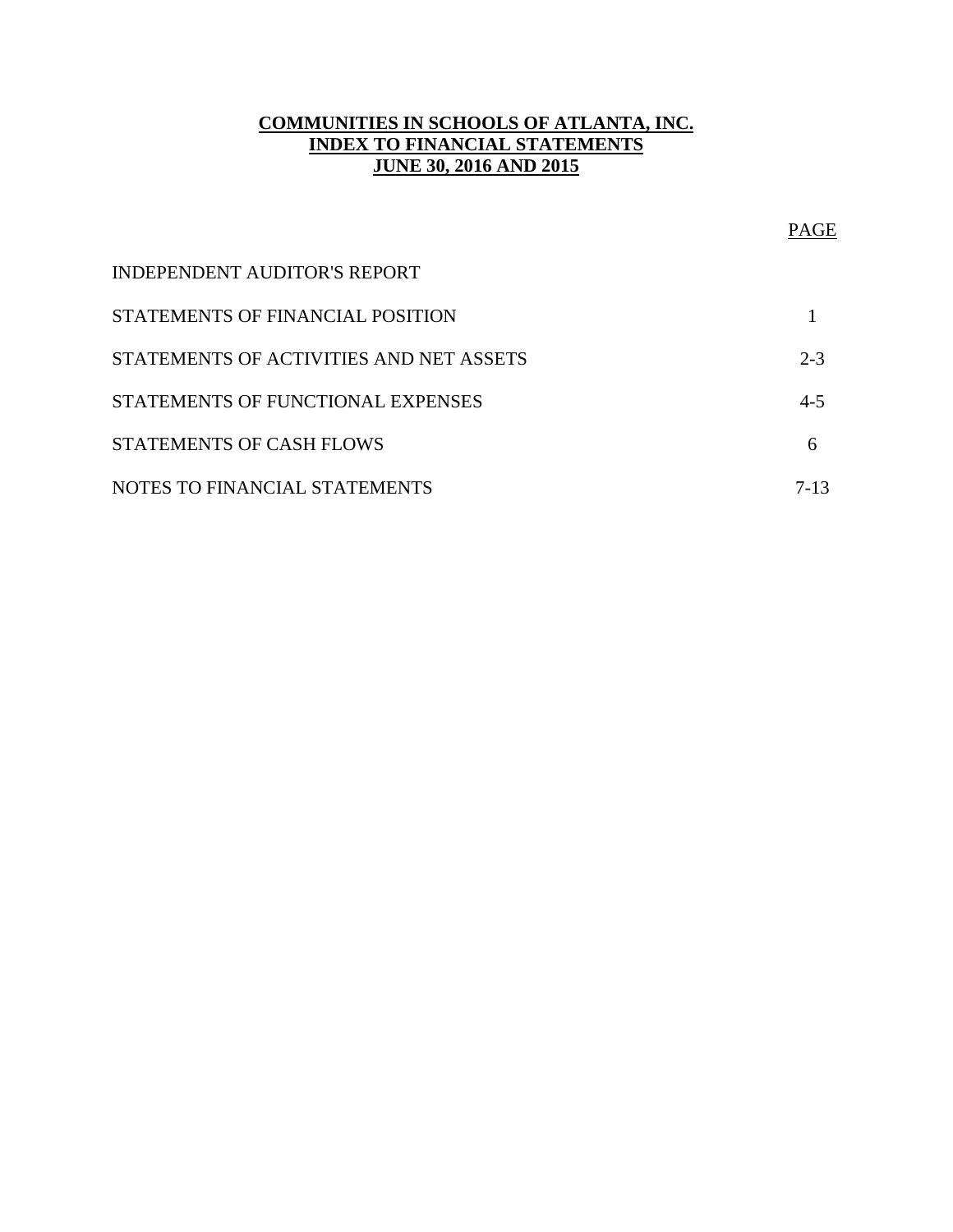# COMMUNITIES IN SCHOOLS OF ATLANTA, INC.
## INDEX TO FINANCIAL STATEMENTS
## JUNE 30, 2016 AND 2015

| | PAGE |
|---|---|
| INDEPENDENT AUDITOR'S REPORT | |
| STATEMENTS OF FINANCIAL POSITION | 1 |
| STATEMENTS OF ACTIVITIES AND NET ASSETS | 2-3 |
| STATEMENTS OF FUNCTIONAL EXPENSES | 4-5 |
| STATEMENTS OF CASH FLOWS | 6 |
| NOTES TO FINANCIAL STATEMENTS | 7-13 |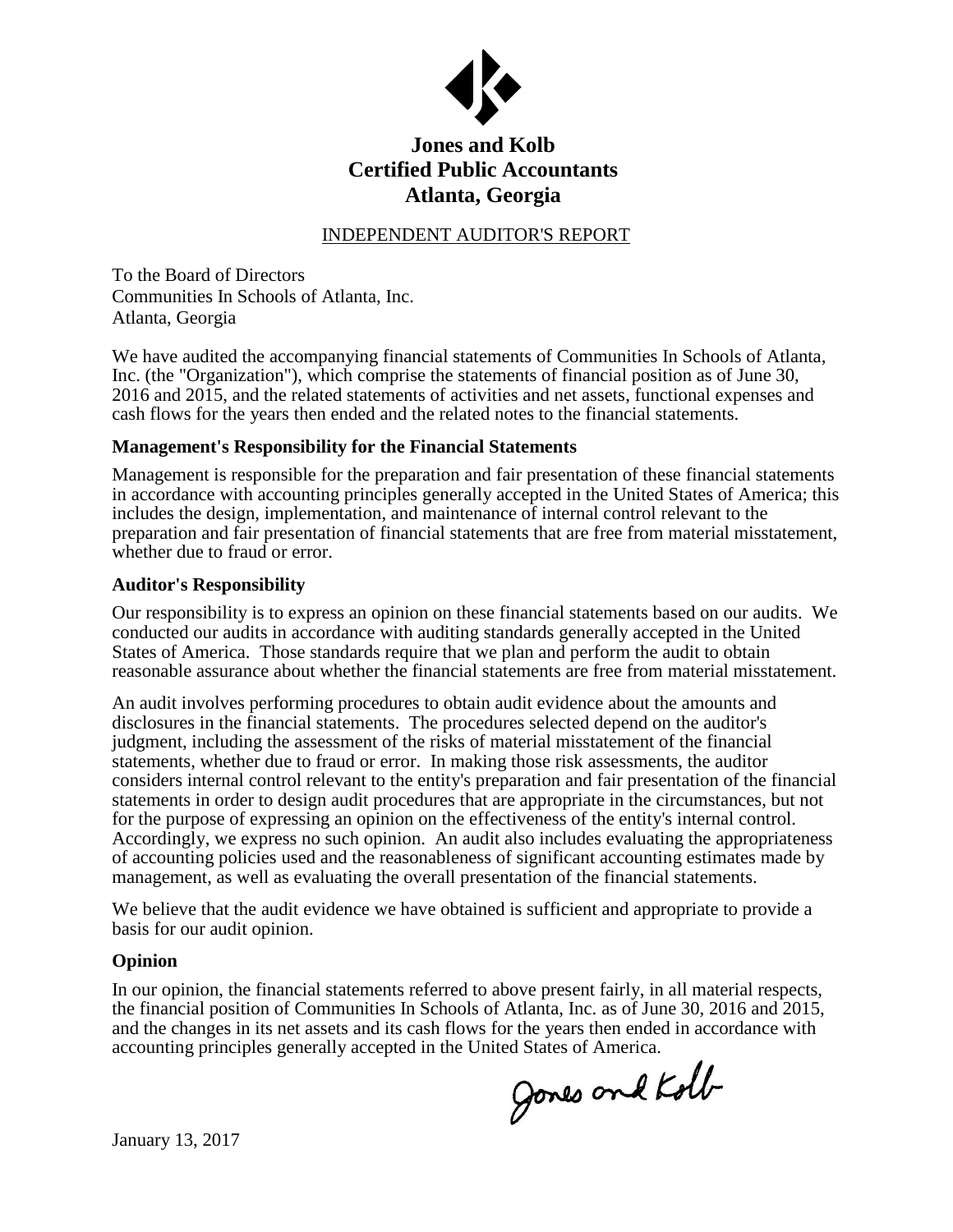# Jones and Kolb
## Certified Public Accountants
## Atlanta, Georgia

INDEPENDENT AUDITOR'S REPORT

To the Board of Directors
Communities In Schools of Atlanta, Inc.
Atlanta, Georgia

We have audited the accompanying financial statements of Communities In Schools of Atlanta, Inc. (the "Organization"), which comprise the statements of financial position as of June 30, 2016 and 2015, and the related statements of activities and net assets, functional expenses and cash flows for the years then ended and the related notes to the financial statements.

**Management's Responsibility for the Financial Statements**

Management is responsible for the preparation and fair presentation of these financial statements in accordance with accounting principles generally accepted in the United States of America; this includes the design, implementation, and maintenance of internal control relevant to the preparation and fair presentation of financial statements that are free from material misstatement, whether due to fraud or error.

**Auditor's Responsibility**

Our responsibility is to express an opinion on these financial statements based on our audits. We conducted our audits in accordance with auditing standards generally accepted in the United States of America. Those standards require that we plan and perform the audit to obtain reasonable assurance about whether the financial statements are free from material misstatement.

An audit involves performing procedures to obtain audit evidence about the amounts and disclosures in the financial statements. The procedures selected depend on the auditor's judgment, including the assessment of the risks of material misstatement of the financial statements, whether due to fraud or error. In making those risk assessments, the auditor considers internal control relevant to the entity's preparation and fair presentation of the financial statements in order to design audit procedures that are appropriate in the circumstances, but not for the purpose of expressing an opinion on the effectiveness of the entity's internal control. Accordingly, we express no such opinion. An audit also includes evaluating the appropriateness of accounting policies used and the reasonableness of significant accounting estimates made by management, as well as evaluating the overall presentation of the financial statements.

We believe that the audit evidence we have obtained is sufficient and appropriate to provide a basis for our audit opinion.

**Opinion**

In our opinion, the financial statements referred to above present fairly, in all material respects, the financial position of Communities In Schools of Atlanta, Inc. as of June 30, 2016 and 2015, and the changes in its net assets and its cash flows for the years then ended in accordance with accounting principles generally accepted in the United States of America.

Jones and Kolb

January 13, 2017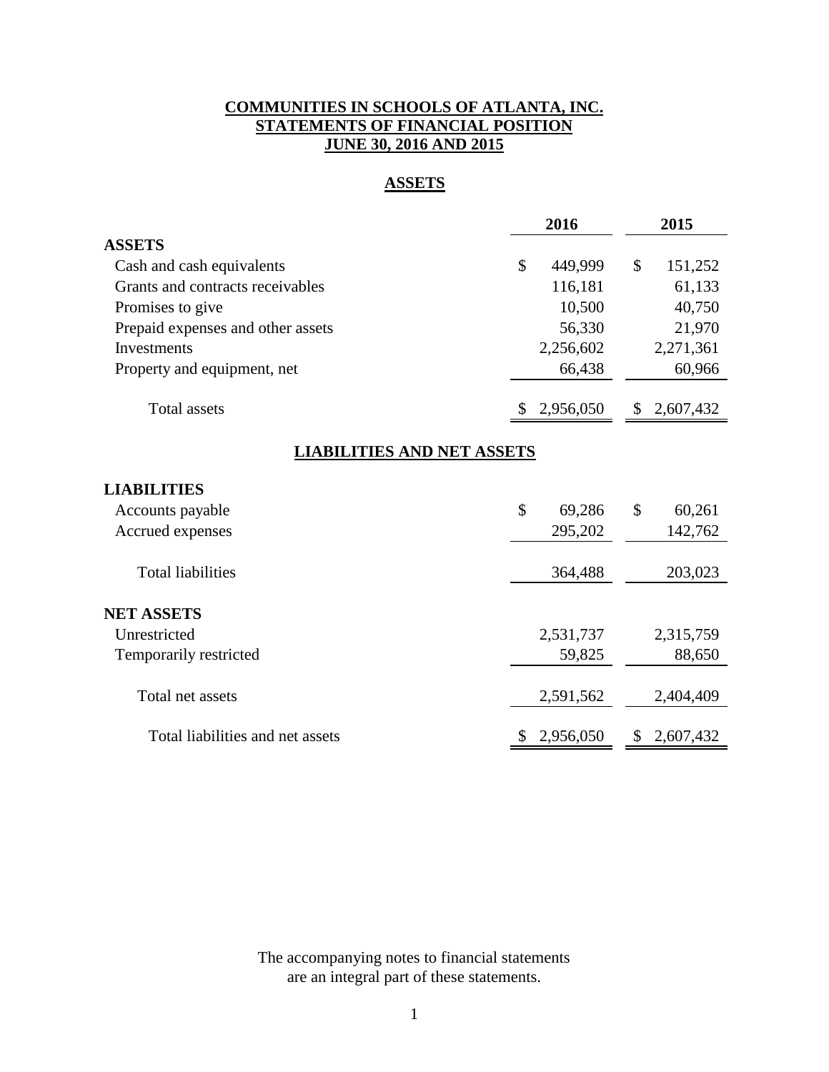# COMMUNITIES IN SCHOOLS OF ATLANTA, INC.
## STATEMENTS OF FINANCIAL POSITION
## JUNE 30, 2016 AND 2015

### ASSETS

| | 2016 | 2015 |
|---|---|---|
| **ASSETS** | | |
| Cash and cash equivalents | $ 449,999 | $ 151,252 |
| Grants and contracts receivables | 116,181 | 61,133 |
| Promises to give | 10,500 | 40,750 |
| Prepaid expenses and other assets | 56,330 | 21,970 |
| Investments | 2,256,602 | 2,271,361 |
| Property and equipment, net | 66,438 | 60,966 |
| Total assets | $ 2,956,050 | $ 2,607,432 |

### LIABILITIES AND NET ASSETS

| | 2016 | 2015 |
|---|---|---|
| **LIABILITIES** | | |
| Accounts payable | $ 69,286 | $ 60,261 |
| Accrued expenses | 295,202 | 142,762 |
| Total liabilities | 364,488 | 203,023 |
| **NET ASSETS** | | |
| Unrestricted | 2,531,737 | 2,315,759 |
| Temporarily restricted | 59,825 | 88,650 |
| Total net assets | 2,591,562 | 2,404,409 |
| Total liabilities and net assets | $ 2,956,050 | $ 2,607,432 |

The accompanying notes to financial statements are an integral part of these statements.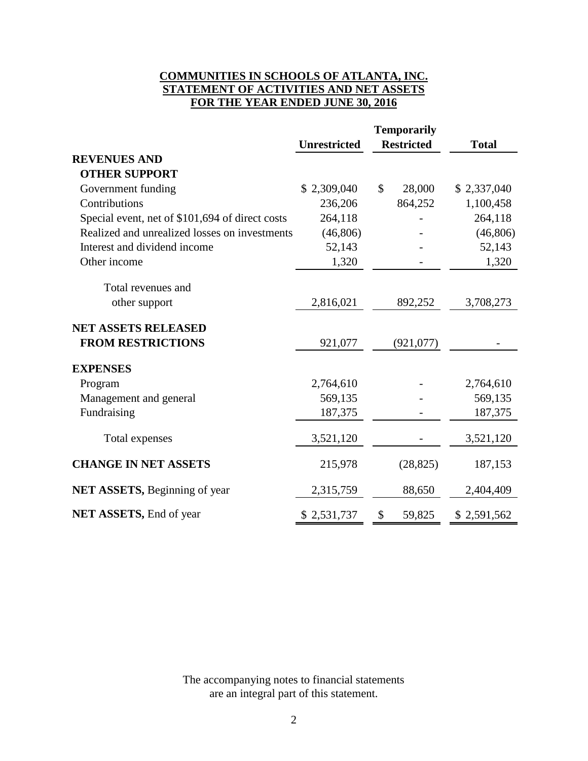**COMMUNITIES IN SCHOOLS OF ATLANTA, INC.**
**STATEMENT OF ACTIVITIES AND NET ASSETS**
**FOR THE YEAR ENDED JUNE 30, 2016**

| | Unrestricted | Temporarily Restricted | Total |
|---|---|---|---|
| **REVENUES AND OTHER SUPPORT** | | | |
| Government funding | $ 2,309,040 | $ 28,000 | $ 2,337,040 |
| Contributions | 236,206 | 864,252 | 1,100,458 |
| Special event, net of $101,694 of direct costs | 264,118 | - | 264,118 |
| Realized and unrealized losses on investments | (46,806) | - | (46,806) |
| Interest and dividend income | 52,143 | - | 52,143 |
| Other income | 1,320 | - | 1,320 |
| Total revenues and other support | 2,816,021 | 892,252 | 3,708,273 |
| **NET ASSETS RELEASED FROM RESTRICTIONS** | 921,077 | (921,077) | - |
| **EXPENSES** | | | |
| Program | 2,764,610 | - | 2,764,610 |
| Management and general | 569,135 | - | 569,135 |
| Fundraising | 187,375 | - | 187,375 |
| Total expenses | 3,521,120 | - | 3,521,120 |
| **CHANGE IN NET ASSETS** | 215,978 | (28,825) | 187,153 |
| **NET ASSETS,** Beginning of year | 2,315,759 | 88,650 | 2,404,409 |
| **NET ASSETS,** End of year | $ 2,531,737 | $ 59,825 | $ 2,591,562 |

The accompanying notes to financial statements are an integral part of this statement.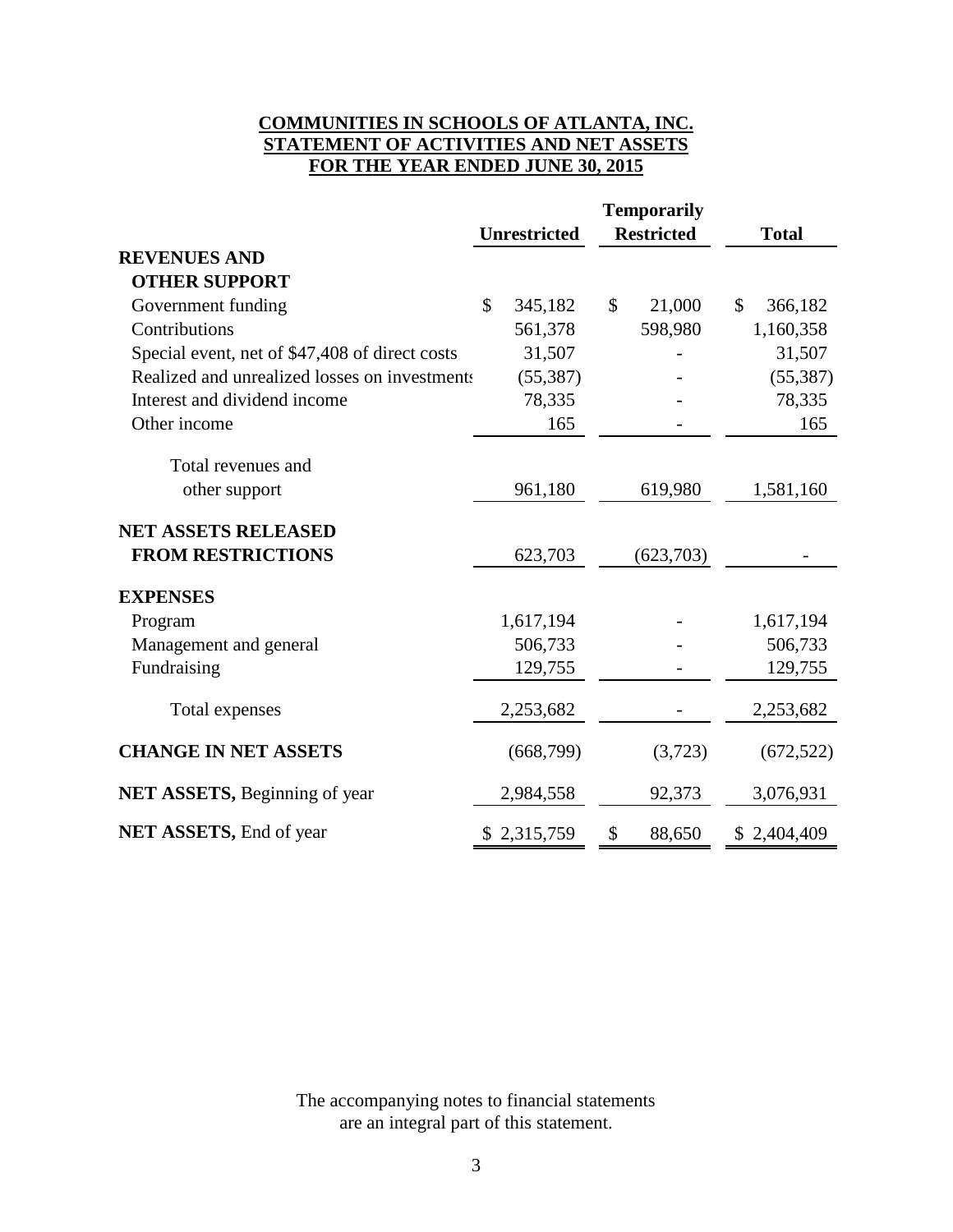**COMMUNITIES IN SCHOOLS OF ATLANTA, INC.**
**STATEMENT OF ACTIVITIES AND NET ASSETS**
**FOR THE YEAR ENDED JUNE 30, 2015**

| | Unrestricted | Temporarily Restricted | Total |
|---|---|---|---|
| **REVENUES AND OTHER SUPPORT** | | | |
| Government funding | $ 345,182 | $ 21,000 | $ 366,182 |
| Contributions | 561,378 | 598,980 | 1,160,358 |
| Special event, net of $47,408 of direct costs | 31,507 | - | 31,507 |
| Realized and unrealized losses on investments | (55,387) | - | (55,387) |
| Interest and dividend income | 78,335 | - | 78,335 |
| Other income | 165 | - | 165 |
| Total revenues and other support | 961,180 | 619,980 | 1,581,160 |
| **NET ASSETS RELEASED FROM RESTRICTIONS** | 623,703 | (623,703) | - |
| **EXPENSES** | | | |
| Program | 1,617,194 | - | 1,617,194 |
| Management and general | 506,733 | - | 506,733 |
| Fundraising | 129,755 | - | 129,755 |
| Total expenses | 2,253,682 | - | 2,253,682 |
| **CHANGE IN NET ASSETS** | (668,799) | (3,723) | (672,522) |
| **NET ASSETS,** Beginning of year | 2,984,558 | 92,373 | 3,076,931 |
| **NET ASSETS,** End of year | $ 2,315,759 | $ 88,650 | $ 2,404,409 |

The accompanying notes to financial statements are an integral part of this statement.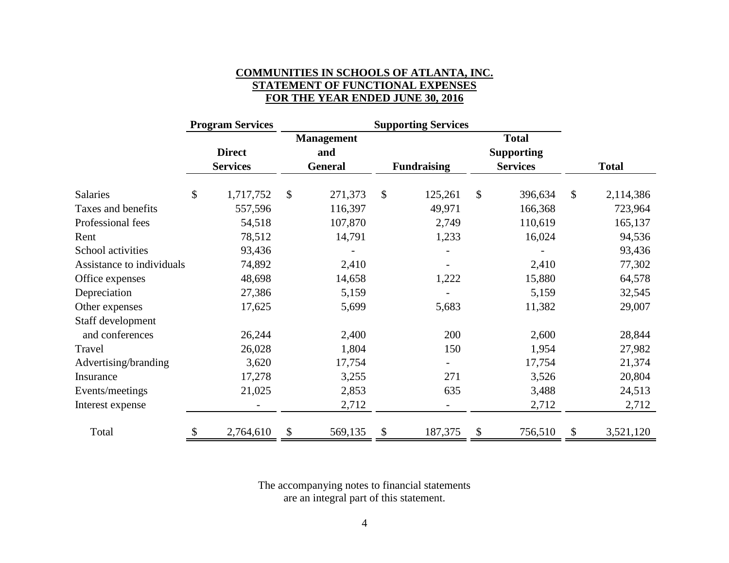**COMMUNITIES IN SCHOOLS OF ATLANTA, INC.**
**STATEMENT OF FUNCTIONAL EXPENSES**
**FOR THE YEAR ENDED JUNE 30, 2016**

| | Program Services | Supporting Services | | | |
|---|---|---|---|---|---|
| | Direct Services | Management and General | Fundraising | Total Supporting Services | Total |
| Salaries | $ 1,717,752 | $ 271,373 | $ 125,261 | $ 396,634 | $ 2,114,386 |
| Taxes and benefits | 557,596 | 116,397 | 49,971 | 166,368 | 723,964 |
| Professional fees | 54,518 | 107,870 | 2,749 | 110,619 | 165,137 |
| Rent | 78,512 | 14,791 | 1,233 | 16,024 | 94,536 |
| School activities | 93,436 | - | - | - | 93,436 |
| Assistance to individuals | 74,892 | 2,410 | - | 2,410 | 77,302 |
| Office expenses | 48,698 | 14,658 | 1,222 | 15,880 | 64,578 |
| Depreciation | 27,386 | 5,159 | - | 5,159 | 32,545 |
| Other expenses | 17,625 | 5,699 | 5,683 | 11,382 | 29,007 |
| Staff development and conferences | 26,244 | 2,400 | 200 | 2,600 | 28,844 |
| Travel | 26,028 | 1,804 | 150 | 1,954 | 27,982 |
| Advertising/branding | 3,620 | 17,754 | - | 17,754 | 21,374 |
| Insurance | 17,278 | 3,255 | 271 | 3,526 | 20,804 |
| Events/meetings | 21,025 | 2,853 | 635 | 3,488 | 24,513 |
| Interest expense | - | 2,712 | - | 2,712 | 2,712 |
| Total | $ 2,764,610 | $ 569,135 | $ 187,375 | $ 756,510 | $ 3,521,120 |

The accompanying notes to financial statements are an integral part of this statement.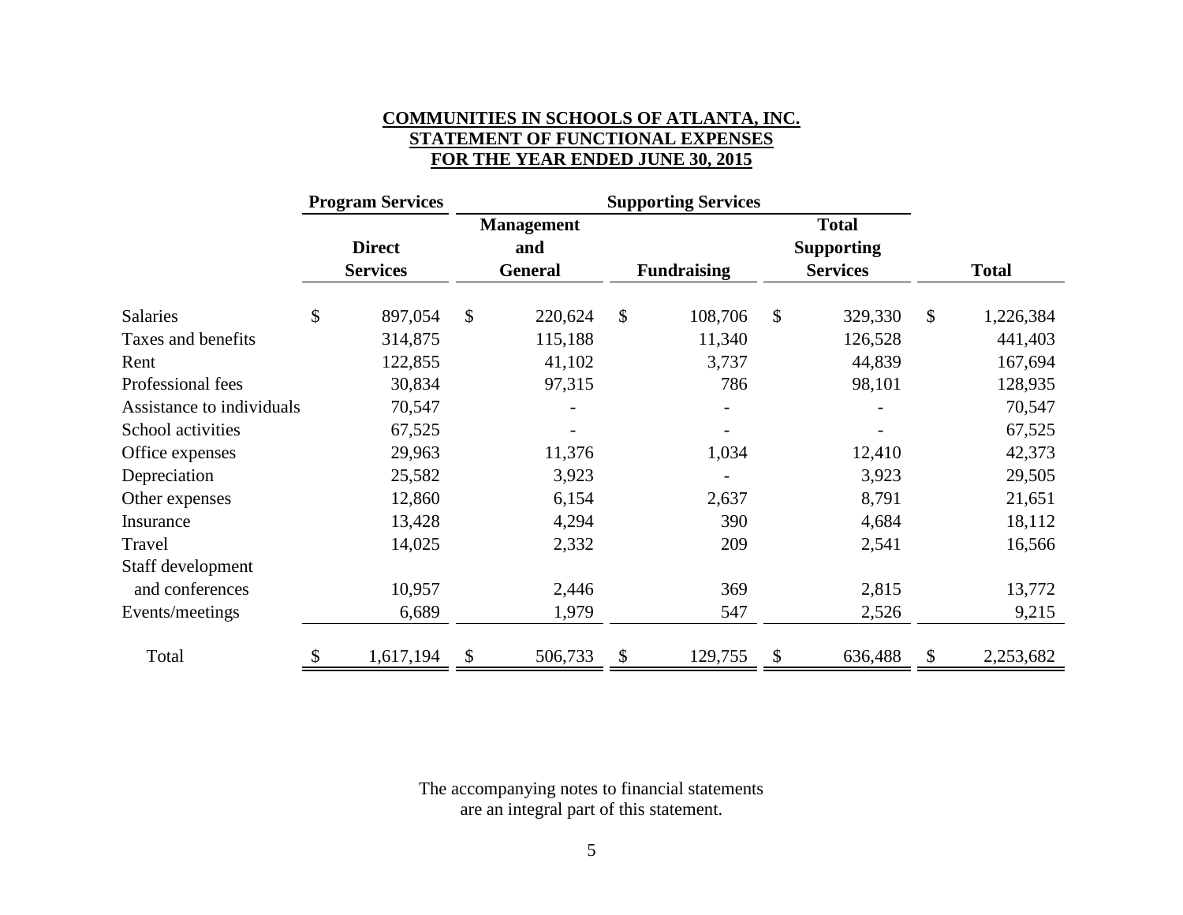**COMMUNITIES IN SCHOOLS OF ATLANTA, INC.**
**STATEMENT OF FUNCTIONAL EXPENSES**
**FOR THE YEAR ENDED JUNE 30, 2015**

| | Program Services | Supporting Services | | | |
|---|---|---|---|---|---|
| | Direct Services | Management and General | Fundraising | Total Supporting Services | Total |
| Salaries | $ 897,054 | $ 220,624 | $ 108,706 | $ 329,330 | $ 1,226,384 |
| Taxes and benefits | 314,875 | 115,188 | 11,340 | 126,528 | 441,403 |
| Rent | 122,855 | 41,102 | 3,737 | 44,839 | 167,694 |
| Professional fees | 30,834 | 97,315 | 786 | 98,101 | 128,935 |
| Assistance to individuals | 70,547 | - | - | - | 70,547 |
| School activities | 67,525 | - | - | - | 67,525 |
| Office expenses | 29,963 | 11,376 | 1,034 | 12,410 | 42,373 |
| Depreciation | 25,582 | 3,923 | - | 3,923 | 29,505 |
| Other expenses | 12,860 | 6,154 | 2,637 | 8,791 | 21,651 |
| Insurance | 13,428 | 4,294 | 390 | 4,684 | 18,112 |
| Travel | 14,025 | 2,332 | 209 | 2,541 | 16,566 |
| Staff development and conferences | 10,957 | 2,446 | 369 | 2,815 | 13,772 |
| Events/meetings | 6,689 | 1,979 | 547 | 2,526 | 9,215 |
| Total | $ 1,617,194 | $ 506,733 | $ 129,755 | $ 636,488 | $ 2,253,682 |

The accompanying notes to financial statements are an integral part of this statement.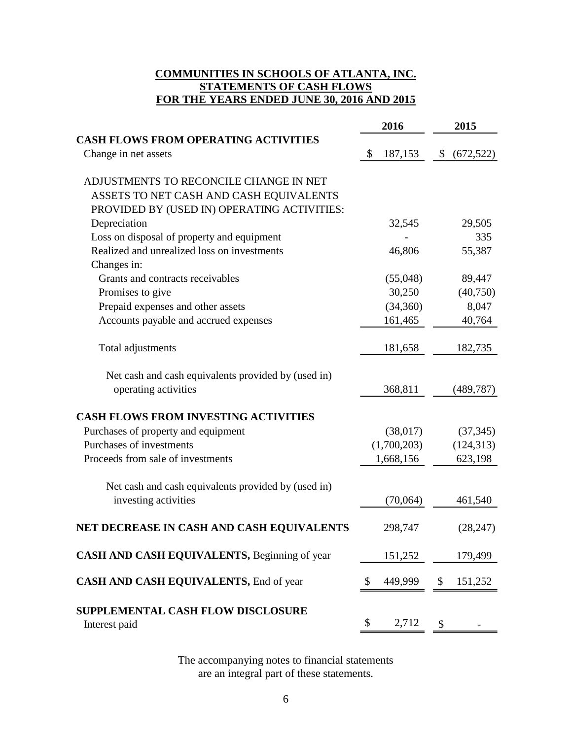**COMMUNITIES IN SCHOOLS OF ATLANTA, INC.**
**STATEMENTS OF CASH FLOWS**
**FOR THE YEARS ENDED JUNE 30, 2016 AND 2015**

| | 2016 | 2015 |
|---|---|---|
| **CASH FLOWS FROM OPERATING ACTIVITIES** | | |
| Change in net assets | $ 187,153 | $ (672,522) |
| ADJUSTMENTS TO RECONCILE CHANGE IN NET ASSETS TO NET CASH AND CASH EQUIVALENTS PROVIDED BY (USED IN) OPERATING ACTIVITIES: | | |
| Depreciation | 32,545 | 29,505 |
| Loss on disposal of property and equipment | - | 335 |
| Realized and unrealized loss on investments | 46,806 | 55,387 |
| Changes in: | | |
| Grants and contracts receivables | (55,048) | 89,447 |
| Promises to give | 30,250 | (40,750) |
| Prepaid expenses and other assets | (34,360) | 8,047 |
| Accounts payable and accrued expenses | 161,465 | 40,764 |
| Total adjustments | 181,658 | 182,735 |
| Net cash and cash equivalents provided by (used in) operating activities | 368,811 | (489,787) |
| **CASH FLOWS FROM INVESTING ACTIVITIES** | | |
| Purchases of property and equipment | (38,017) | (37,345) |
| Purchases of investments | (1,700,203) | (124,313) |
| Proceeds from sale of investments | 1,668,156 | 623,198 |
| Net cash and cash equivalents provided by (used in) investing activities | (70,064) | 461,540 |
| **NET DECREASE IN CASH AND CASH EQUIVALENTS** | 298,747 | (28,247) |
| **CASH AND CASH EQUIVALENTS,** Beginning of year | 151,252 | 179,499 |
| **CASH AND CASH EQUIVALENTS,** End of year | $ 449,999 | $ 151,252 |
| **SUPPLEMENTAL CASH FLOW DISCLOSURE** | | |
| Interest paid | $ 2,712 | $ - |

The accompanying notes to financial statements are an integral part of these statements.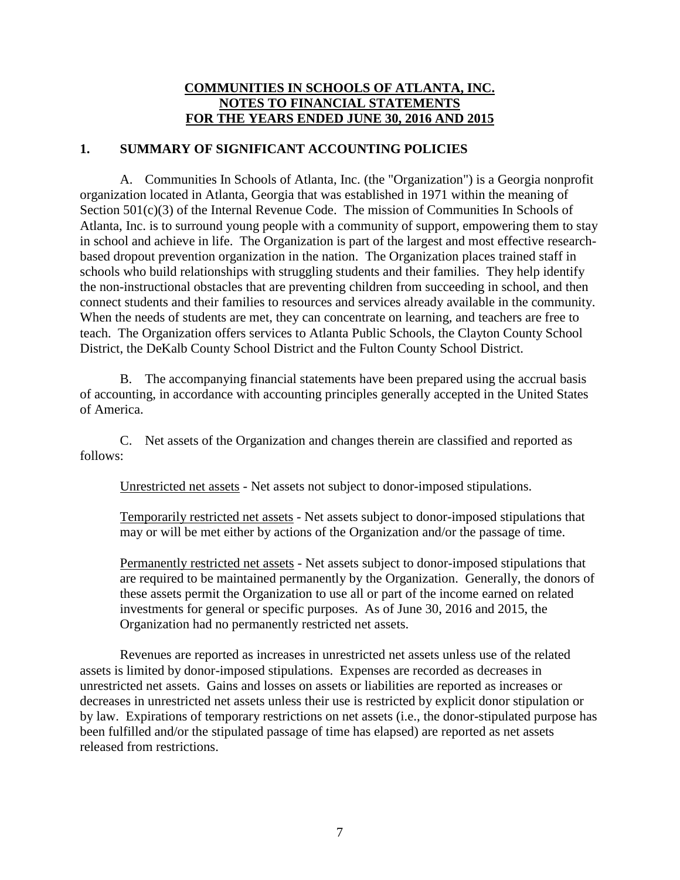**COMMUNITIES IN SCHOOLS OF ATLANTA, INC.**
**NOTES TO FINANCIAL STATEMENTS**
**FOR THE YEARS ENDED JUNE 30, 2016 AND 2015**

## 1. SUMMARY OF SIGNIFICANT ACCOUNTING POLICIES

A. Communities In Schools of Atlanta, Inc. (the "Organization") is a Georgia nonprofit organization located in Atlanta, Georgia that was established in 1971 within the meaning of Section 501(c)(3) of the Internal Revenue Code. The mission of Communities In Schools of Atlanta, Inc. is to surround young people with a community of support, empowering them to stay in school and achieve in life. The Organization is part of the largest and most effective research-based dropout prevention organization in the nation. The Organization places trained staff in schools who build relationships with struggling students and their families. They help identify the non-instructional obstacles that are preventing children from succeeding in school, and then connect students and their families to resources and services already available in the community. When the needs of students are met, they can concentrate on learning, and teachers are free to teach. The Organization offers services to Atlanta Public Schools, the Clayton County School District, the DeKalb County School District and the Fulton County School District.

B. The accompanying financial statements have been prepared using the accrual basis of accounting, in accordance with accounting principles generally accepted in the United States of America.

C. Net assets of the Organization and changes therein are classified and reported as follows:

Unrestricted net assets - Net assets not subject to donor-imposed stipulations.

Temporarily restricted net assets - Net assets subject to donor-imposed stipulations that may or will be met either by actions of the Organization and/or the passage of time.

Permanently restricted net assets - Net assets subject to donor-imposed stipulations that are required to be maintained permanently by the Organization. Generally, the donors of these assets permit the Organization to use all or part of the income earned on related investments for general or specific purposes. As of June 30, 2016 and 2015, the Organization had no permanently restricted net assets.

Revenues are reported as increases in unrestricted net assets unless use of the related assets is limited by donor-imposed stipulations. Expenses are recorded as decreases in unrestricted net assets. Gains and losses on assets or liabilities are reported as increases or decreases in unrestricted net assets unless their use is restricted by explicit donor stipulation or by law. Expirations of temporary restrictions on net assets (i.e., the donor-stipulated purpose has been fulfilled and/or the stipulated passage of time has elapsed) are reported as net assets released from restrictions.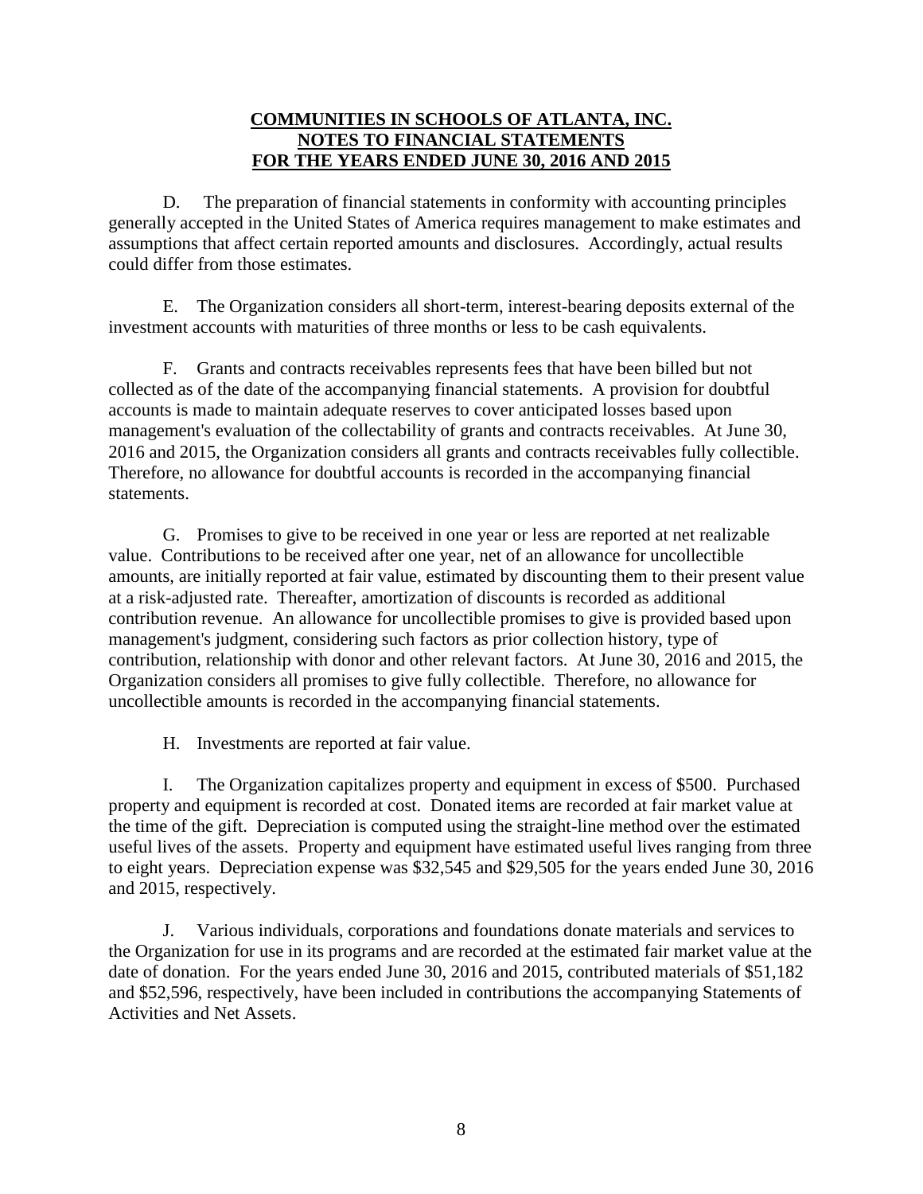**COMMUNITIES IN SCHOOLS OF ATLANTA, INC.**
**NOTES TO FINANCIAL STATEMENTS**
**FOR THE YEARS ENDED JUNE 30, 2016 AND 2015**

D. The preparation of financial statements in conformity with accounting principles generally accepted in the United States of America requires management to make estimates and assumptions that affect certain reported amounts and disclosures. Accordingly, actual results could differ from those estimates.

E. The Organization considers all short-term, interest-bearing deposits external of the investment accounts with maturities of three months or less to be cash equivalents.

F. Grants and contracts receivables represents fees that have been billed but not collected as of the date of the accompanying financial statements. A provision for doubtful accounts is made to maintain adequate reserves to cover anticipated losses based upon management's evaluation of the collectability of grants and contracts receivables. At June 30, 2016 and 2015, the Organization considers all grants and contracts receivables fully collectible. Therefore, no allowance for doubtful accounts is recorded in the accompanying financial statements.

G. Promises to give to be received in one year or less are reported at net realizable value. Contributions to be received after one year, net of an allowance for uncollectible amounts, are initially reported at fair value, estimated by discounting them to their present value at a risk-adjusted rate. Thereafter, amortization of discounts is recorded as additional contribution revenue. An allowance for uncollectible promises to give is provided based upon management's judgment, considering such factors as prior collection history, type of contribution, relationship with donor and other relevant factors. At June 30, 2016 and 2015, the Organization considers all promises to give fully collectible. Therefore, no allowance for uncollectible amounts is recorded in the accompanying financial statements.

H. Investments are reported at fair value.

I. The Organization capitalizes property and equipment in excess of $500. Purchased property and equipment is recorded at cost. Donated items are recorded at fair market value at the time of the gift. Depreciation is computed using the straight-line method over the estimated useful lives of the assets. Property and equipment have estimated useful lives ranging from three to eight years. Depreciation expense was $32,545 and $29,505 for the years ended June 30, 2016 and 2015, respectively.

J. Various individuals, corporations and foundations donate materials and services to the Organization for use in its programs and are recorded at the estimated fair market value at the date of donation. For the years ended June 30, 2016 and 2015, contributed materials of $51,182 and $52,596, respectively, have been included in contributions the accompanying Statements of Activities and Net Assets.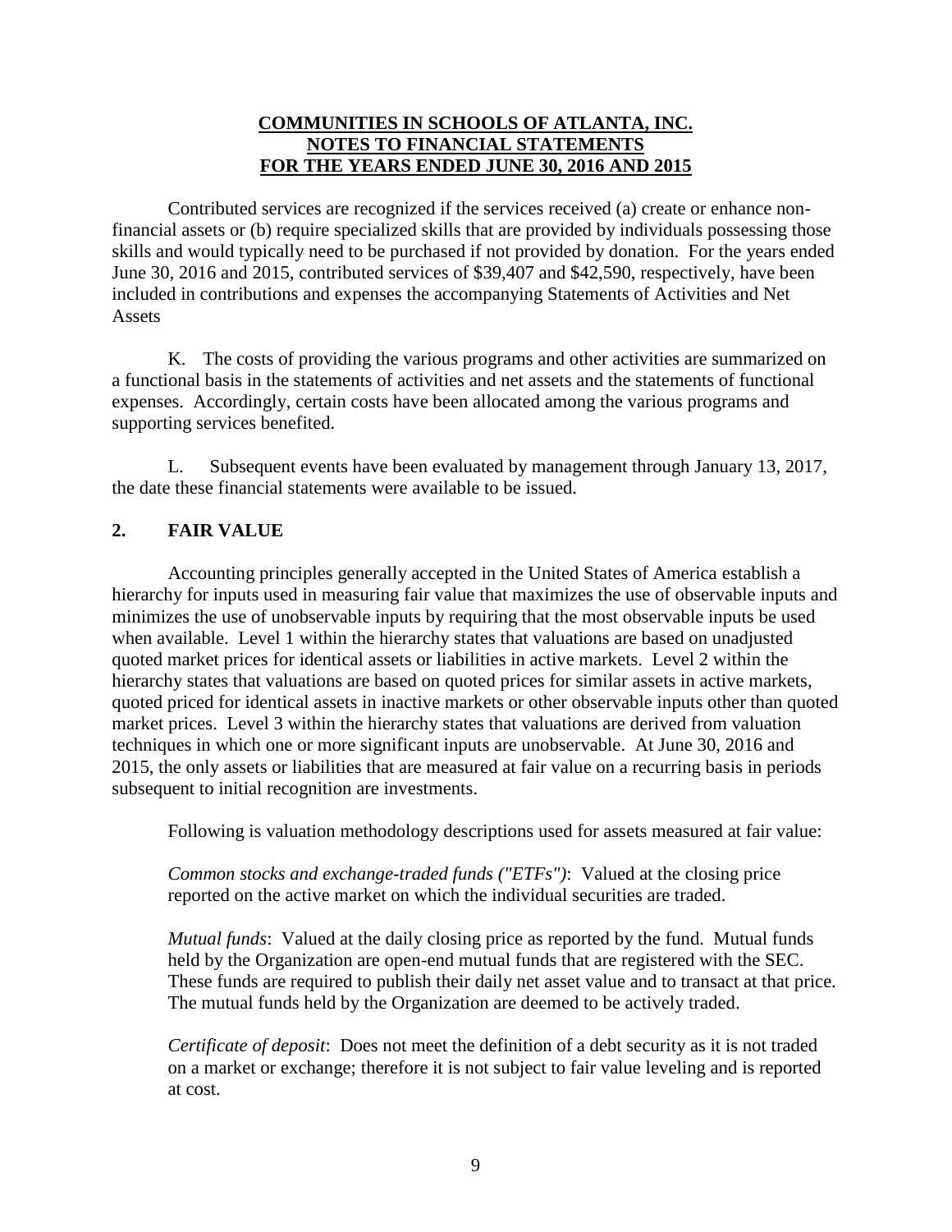Contributed services are recognized if the services received (a) create or enhance non-financial assets or (b) require specialized skills that are provided by individuals possessing those skills and would typically need to be purchased if not provided by donation. For the years ended June 30, 2016 and 2015, contributed services of $39,407 and $42,590, respectively, have been included in contributions and expenses the accompanying Statements of Activities and Net Assets

K. The costs of providing the various programs and other activities are summarized on a functional basis in the statements of activities and net assets and the statements of functional expenses. Accordingly, certain costs have been allocated among the various programs and supporting services benefited.

L. Subsequent events have been evaluated by management through January 13, 2017, the date these financial statements were available to be issued.

## 2. FAIR VALUE

Accounting principles generally accepted in the United States of America establish a hierarchy for inputs used in measuring fair value that maximizes the use of observable inputs and minimizes the use of unobservable inputs by requiring that the most observable inputs be used when available. Level 1 within the hierarchy states that valuations are based on unadjusted quoted market prices for identical assets or liabilities in active markets. Level 2 within the hierarchy states that valuations are based on quoted prices for similar assets in active markets, quoted priced for identical assets in inactive markets or other observable inputs other than quoted market prices. Level 3 within the hierarchy states that valuations are derived from valuation techniques in which one or more significant inputs are unobservable. At June 30, 2016 and 2015, the only assets or liabilities that are measured at fair value on a recurring basis in periods subsequent to initial recognition are investments.

Following is valuation methodology descriptions used for assets measured at fair value:

*Common stocks and exchange-traded funds ("ETFs")*: Valued at the closing price reported on the active market on which the individual securities are traded.

*Mutual funds*: Valued at the daily closing price as reported by the fund. Mutual funds held by the Organization are open-end mutual funds that are registered with the SEC. These funds are required to publish their daily net asset value and to transact at that price. The mutual funds held by the Organization are deemed to be actively traded.

*Certificate of deposit*: Does not meet the definition of a debt security as it is not traded on a market or exchange; therefore it is not subject to fair value leveling and is reported at cost.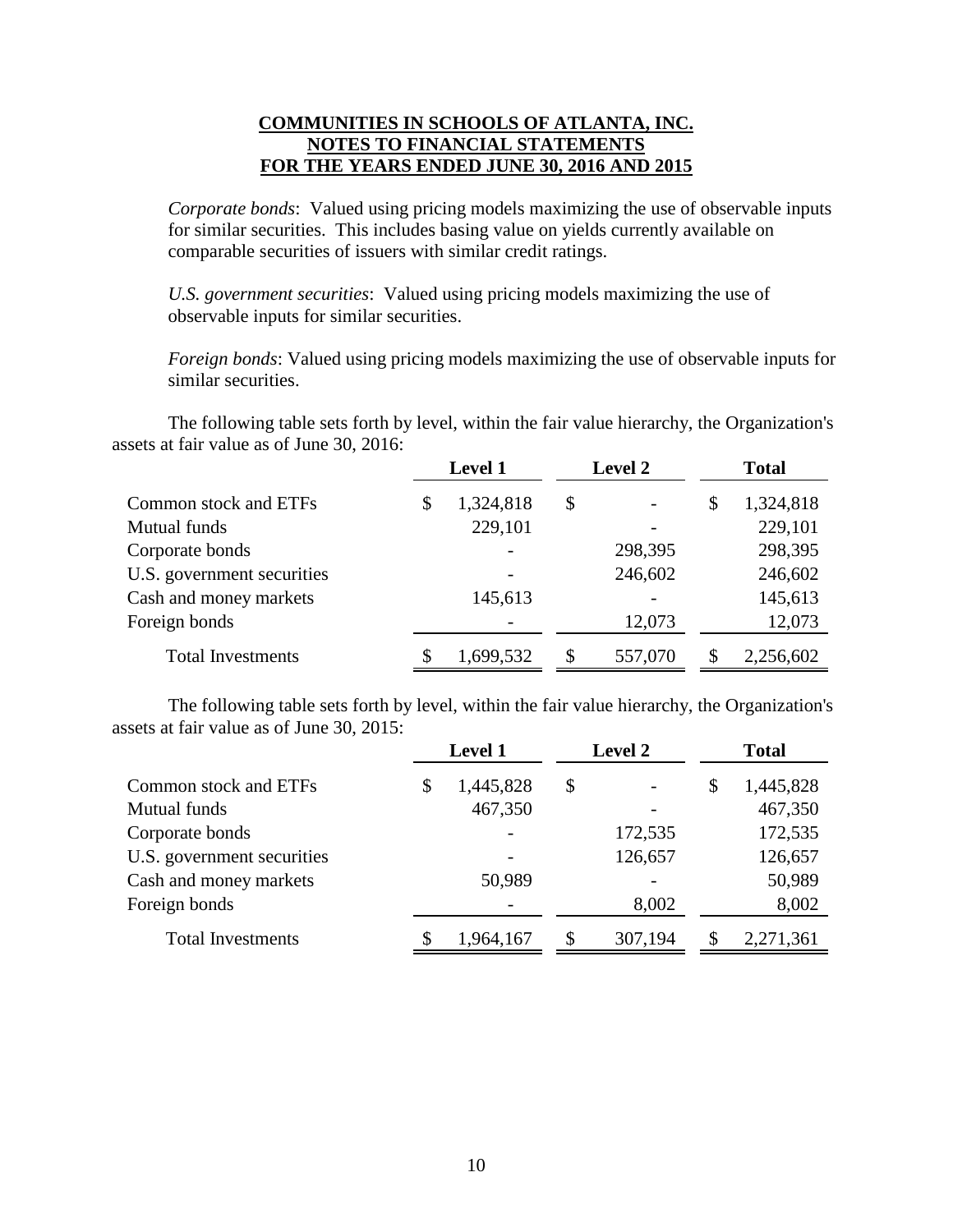**COMMUNITIES IN SCHOOLS OF ATLANTA, INC.**
**NOTES TO FINANCIAL STATEMENTS**
**FOR THE YEARS ENDED JUNE 30, 2016 AND 2015**

*Corporate bonds*: Valued using pricing models maximizing the use of observable inputs for similar securities. This includes basing value on yields currently available on comparable securities of issuers with similar credit ratings.

*U.S. government securities*: Valued using pricing models maximizing the use of observable inputs for similar securities.

*Foreign bonds*: Valued using pricing models maximizing the use of observable inputs for similar securities.

The following table sets forth by level, within the fair value hierarchy, the Organization's assets at fair value as of June 30, 2016:

| | Level 1 | Level 2 | Total |
|---|---|---|---|
| Common stock and ETFs | $ 1,324,818 | $ - | $ 1,324,818 |
| Mutual funds | 229,101 | - | 229,101 |
| Corporate bonds | - | 298,395 | 298,395 |
| U.S. government securities | - | 246,602 | 246,602 |
| Cash and money markets | 145,613 | - | 145,613 |
| Foreign bonds | - | 12,073 | 12,073 |
| Total Investments | $ 1,699,532 | $ 557,070 | $ 2,256,602 |

The following table sets forth by level, within the fair value hierarchy, the Organization's assets at fair value as of June 30, 2015:

| | Level 1 | Level 2 | Total |
|---|---|---|---|
| Common stock and ETFs | $ 1,445,828 | $ - | $ 1,445,828 |
| Mutual funds | 467,350 | - | 467,350 |
| Corporate bonds | - | 172,535 | 172,535 |
| U.S. government securities | - | 126,657 | 126,657 |
| Cash and money markets | 50,989 | - | 50,989 |
| Foreign bonds | - | 8,002 | 8,002 |
| Total Investments | $ 1,964,167 | $ 307,194 | $ 2,271,361 |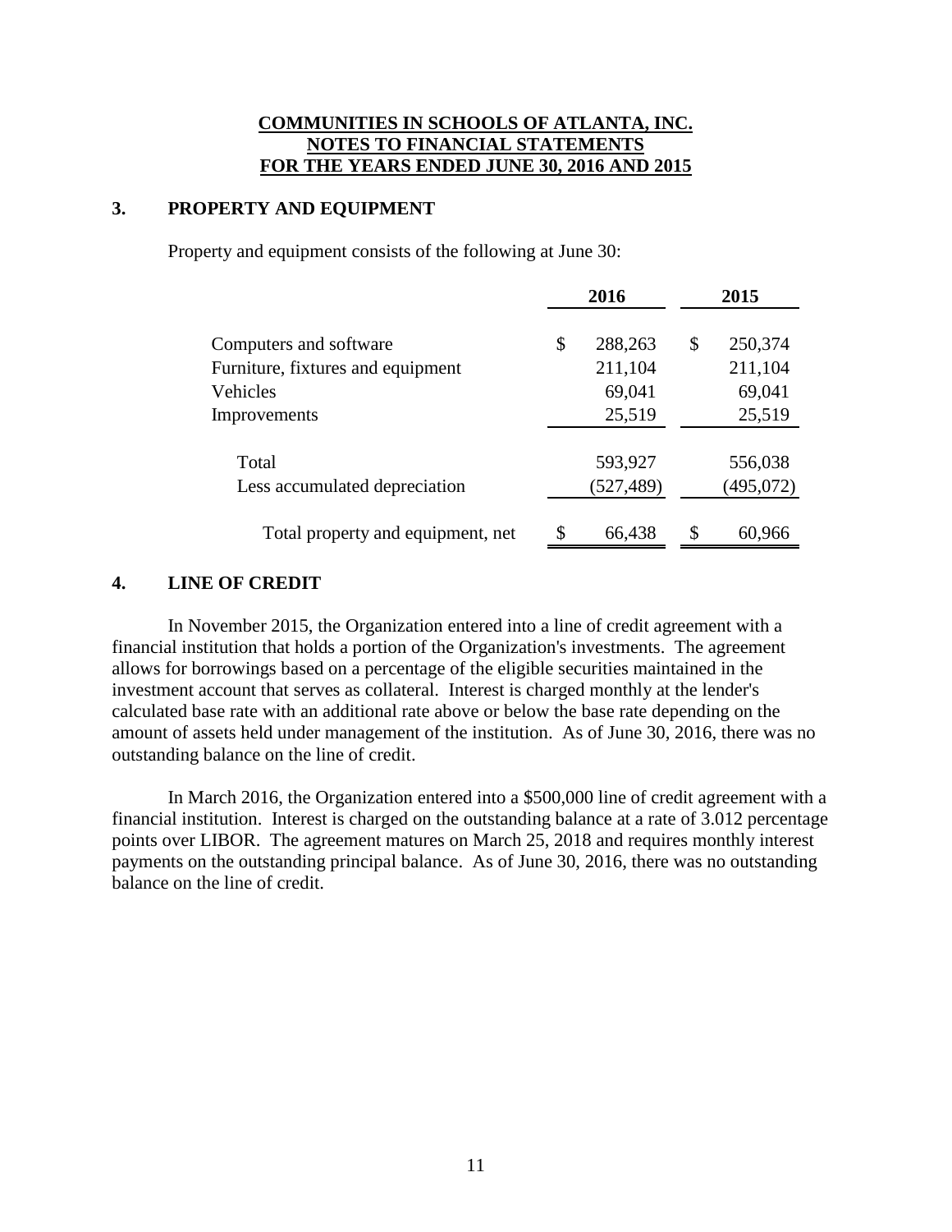**COMMUNITIES IN SCHOOLS OF ATLANTA, INC.**
**NOTES TO FINANCIAL STATEMENTS**
**FOR THE YEARS ENDED JUNE 30, 2016 AND 2015**

## 3. PROPERTY AND EQUIPMENT

Property and equipment consists of the following at June 30:

| | 2016 | 2015 |
|---|---|---|
| Computers and software | $ 288,263 | $ 250,374 |
| Furniture, fixtures and equipment | 211,104 | 211,104 |
| Vehicles | 69,041 | 69,041 |
| Improvements | 25,519 | 25,519 |
| Total | 593,927 | 556,038 |
| Less accumulated depreciation | (527,489) | (495,072) |
| Total property and equipment, net | $ 66,438 | $ 60,966 |

## 4. LINE OF CREDIT

In November 2015, the Organization entered into a line of credit agreement with a financial institution that holds a portion of the Organization's investments. The agreement allows for borrowings based on a percentage of the eligible securities maintained in the investment account that serves as collateral. Interest is charged monthly at the lender's calculated base rate with an additional rate above or below the base rate depending on the amount of assets held under management of the institution. As of June 30, 2016, there was no outstanding balance on the line of credit.

In March 2016, the Organization entered into a $500,000 line of credit agreement with a financial institution. Interest is charged on the outstanding balance at a rate of 3.012 percentage points over LIBOR. The agreement matures on March 25, 2018 and requires monthly interest payments on the outstanding principal balance. As of June 30, 2016, there was no outstanding balance on the line of credit.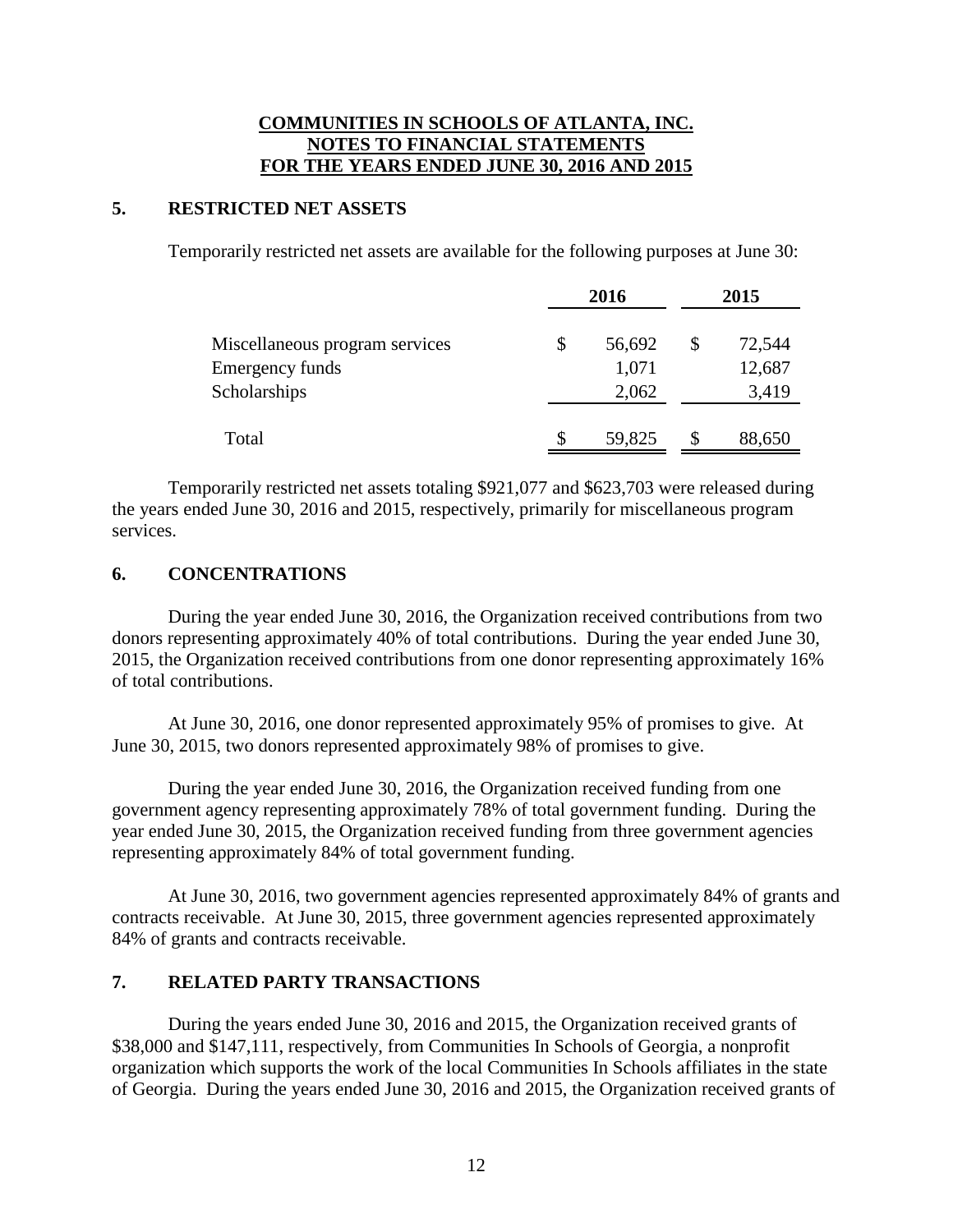**COMMUNITIES IN SCHOOLS OF ATLANTA, INC.**
**NOTES TO FINANCIAL STATEMENTS**
**FOR THE YEARS ENDED JUNE 30, 2016 AND 2015**

## 5. RESTRICTED NET ASSETS

Temporarily restricted net assets are available for the following purposes at June 30:

| | 2016 | 2015 |
|---|---|---|
| Miscellaneous program services | $ 56,692 | $ 72,544 |
| Emergency funds | 1,071 | 12,687 |
| Scholarships | 2,062 | 3,419 |
| Total | $ 59,825 | $ 88,650 |

Temporarily restricted net assets totaling $921,077 and $623,703 were released during the years ended June 30, 2016 and 2015, respectively, primarily for miscellaneous program services.

## 6. CONCENTRATIONS

During the year ended June 30, 2016, the Organization received contributions from two donors representing approximately 40% of total contributions. During the year ended June 30, 2015, the Organization received contributions from one donor representing approximately 16% of total contributions.

At June 30, 2016, one donor represented approximately 95% of promises to give. At June 30, 2015, two donors represented approximately 98% of promises to give.

During the year ended June 30, 2016, the Organization received funding from one government agency representing approximately 78% of total government funding. During the year ended June 30, 2015, the Organization received funding from three government agencies representing approximately 84% of total government funding.

At June 30, 2016, two government agencies represented approximately 84% of grants and contracts receivable. At June 30, 2015, three government agencies represented approximately 84% of grants and contracts receivable.

## 7. RELATED PARTY TRANSACTIONS

During the years ended June 30, 2016 and 2015, the Organization received grants of $38,000 and $147,111, respectively, from Communities In Schools of Georgia, a nonprofit organization which supports the work of the local Communities In Schools affiliates in the state of Georgia. During the years ended June 30, 2016 and 2015, the Organization received grants of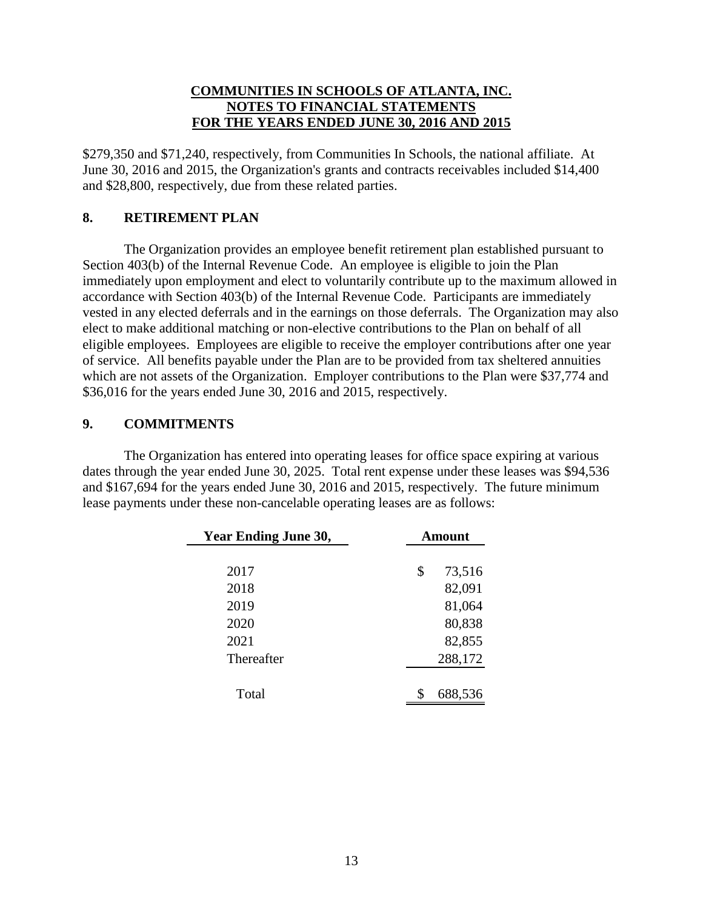$279,350 and $71,240, respectively, from Communities In Schools, the national affiliate. At June 30, 2016 and 2015, the Organization's grants and contracts receivables included $14,400 and $28,800, respectively, due from these related parties.

## 8. RETIREMENT PLAN

The Organization provides an employee benefit retirement plan established pursuant to Section 403(b) of the Internal Revenue Code. An employee is eligible to join the Plan immediately upon employment and elect to voluntarily contribute up to the maximum allowed in accordance with Section 403(b) of the Internal Revenue Code. Participants are immediately vested in any elected deferrals and in the earnings on those deferrals. The Organization may also elect to make additional matching or non-elective contributions to the Plan on behalf of all eligible employees. Employees are eligible to receive the employer contributions after one year of service. All benefits payable under the Plan are to be provided from tax sheltered annuities which are not assets of the Organization. Employer contributions to the Plan were $37,774 and $36,016 for the years ended June 30, 2016 and 2015, respectively.

## 9. COMMITMENTS

The Organization has entered into operating leases for office space expiring at various dates through the year ended June 30, 2025. Total rent expense under these leases was $94,536 and $167,694 for the years ended June 30, 2016 and 2015, respectively. The future minimum lease payments under these non-cancelable operating leases are as follows:

| Year Ending June 30, | Amount |
|---|---|
| 2017 | $ 73,516 |
| 2018 | 82,091 |
| 2019 | 81,064 |
| 2020 | 80,838 |
| 2021 | 82,855 |
| Thereafter | 288,172 |
| Total | $ 688,536 |